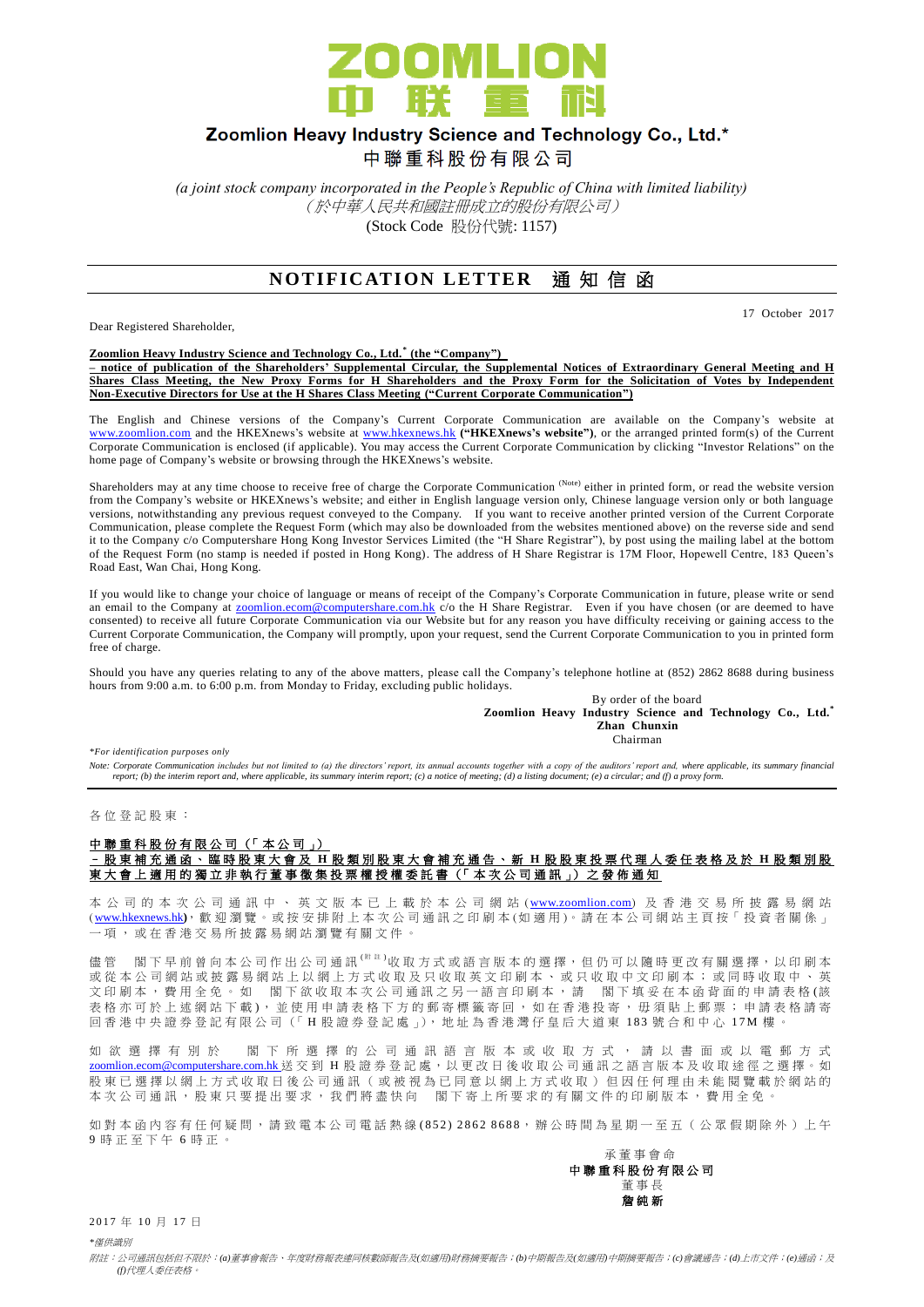# ZOOMLION 中联重科

## Zoomlion Heavy Industry Science and Technology Co., Ltd.*

## 中聯重科股份有限公司

*(a joint stock company incorporated in the People's Republic of China with limited liability)*
*（於中華人民共和國註冊成立的股份有限公司）*
(Stock Code 股份代號: 1157)

# NOTIFICATION LETTER 通知信函

17 October 2017

Dear Registered Shareholder,

**Zoomlion Heavy Industry Science and Technology Co., Ltd.* (the "Company")**
**– notice of publication of the Shareholders' Supplemental Circular, the Supplemental Notices of Extraordinary General Meeting and H Shares Class Meeting, the New Proxy Forms for H Shareholders and the Proxy Form for the Solicitation of Votes by Independent Non-Executive Directors for Use at the H Shares Class Meeting ("Current Corporate Communication")**

The English and Chinese versions of the Company's Current Corporate Communication are available on the Company's website at www.zoomlion.com and the HKEXnews's website at www.hkexnews.hk **("HKEXnews's website")**, or the arranged printed form(s) of the Current Corporate Communication is enclosed (if applicable). You may access the Current Corporate Communication by clicking "Investor Relations" on the home page of Company's website or browsing through the HKEXnews's website.

Shareholders may at any time choose to receive free of charge the Corporate Communication (Note) either in printed form, or read the website version from the Company's website or HKEXnews's website; and either in English language version only, Chinese language version only or both language versions, notwithstanding any previous request conveyed to the Company. If you want to receive another printed version of the Current Corporate Communication, please complete the Request Form (which may also be downloaded from the websites mentioned above) on the reverse side and send it to the Company c/o Computershare Hong Kong Investor Services Limited (the "H Share Registrar"), by post using the mailing label at the bottom of the Request Form (no stamp is needed if posted in Hong Kong). The address of H Share Registrar is 17M Floor, Hopewell Centre, 183 Queen's Road East, Wan Chai, Hong Kong.

If you would like to change your choice of language or means of receipt of the Company's Corporate Communication in future, please write or send an email to the Company at zoomlion.ecom@computershare.com.hk c/o the H Share Registrar. Even if you have chosen (or are deemed to have consented) to receive all future Corporate Communication via our Website but for any reason you have difficulty receiving or gaining access to the Current Corporate Communication, the Company will promptly, upon your request, send the Current Corporate Communication to you in printed form free of charge.

Should you have any queries relating to any of the above matters, please call the Company's telephone hotline at (852) 2862 8688 during business hours from 9:00 a.m. to 6:00 p.m. from Monday to Friday, excluding public holidays.

By order of the board
**Zoomlion Heavy Industry Science and Technology Co., Ltd.***
**Zhan Chunxin**
Chairman

*\*For identification purposes only*

*Note: Corporate Communication includes but not limited to (a) the directors' report, its annual accounts together with a copy of the auditors' report and, where applicable, its summary financial report; (b) the interim report and, where applicable, its summary interim report; (c) a notice of meeting; (d) a listing document; (e) a circular; and (f) a proxy form.*

---

各位登記股東：

**中聯重科股份有限公司（「本公司」）**
**－股東補充通函、臨時股東大會及H股類別股東大會補充通告、新H股股東投票代理人委任表格及於H股類別股東大會上適用的獨立非執行董事徵集投票權授權委託書（「本次公司通訊」）之發佈通知**

本公司的本次公司通訊中、英文版本已上載於本公司網站(www.zoomlion.com)及香港交易所披露易網站(www.hkexnews.hk)，歡迎瀏覽。或按安排附上本次公司通訊之印刷本(如適用)。請在本公司網站主頁按「投資者關係」一項，或在香港交易所披露易網站瀏覽有關文件。

儘管閣下早前曾向本公司作出公司通訊(附註)收取方式或語言版本的選擇，但仍可以隨時更改有關選擇，以印刷本或從本公司網站或披露易網站上以網上方式收取及只收取英文印刷本、或只收取中文印刷本；或同時收取中、英文印刷本，費用全免。如閣下欲收取本次公司通訊之另一語言印刷本，請閣下填妥在本函背面的申請表格(該表格亦可於上述網站下載)，並使用申請表格下方的郵寄標籤寄回，如在香港投寄，毋須貼上郵票；申請表格請寄回香港中央證券登記有限公司（「H股證券登記處」），地址為香港灣仔皇后大道東183號合和中心17M樓。

如欲選擇有別於閣下所選擇的公司通訊語言版本或收取方式，請以書面或以電郵方式zoomlion.ecom@computershare.com.hk送交到H股證券登記處，以更改日後收取公司通訊之語言版本及收取途徑之選擇。如股東已選擇以網上方式收取日後公司通訊（或被視為已同意以網上方式收取）但因任何理由未能閱覽載於網站的本次公司通訊，股東只要提出要求，我們將盡快向閣下寄上所要求的有關文件的印刷版本，費用全免。

如對本函內容有任何疑問，請致電本公司電話熱線(852) 2862 8688，辦公時間為星期一至五（公眾假期除外）上午9時正至下午6時正。

承董事會命
**中聯重科股份有限公司**
董事長
**詹純新**

2017年10月17日

*\*僅供識別*

*附註：公司通訊包括但不限於：(a)董事會報告、年度財務報表連同核數師報告及(如適用)財務摘要報告；(b)中期報告及(如適用)中期摘要報告；(c)會議通告；(d)上市文件；(e)通函；及(f)代理人委任表格。*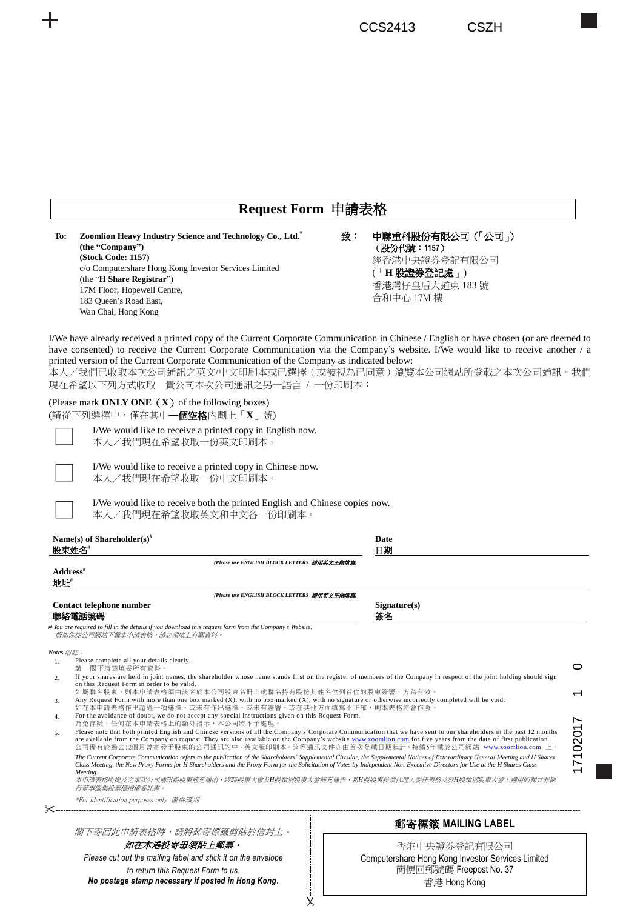# Request Form 申請表格

**To: Zoomlion Heavy Industry Science and Technology Co., Ltd.*
(the "Company")
(Stock Code: 1157)**
c/o Computershare Hong Kong Investor Services Limited
(the "**H Share Registrar**")
17M Floor, Hopewell Centre,
183 Queen's Road East,
Wan Chai, Hong Kong

**致： 中聯重科股份有限公司（「公司」）
（股份代號：1157）**
經香港中央證券登記有限公司
（「**H 股證券登記處**」）
香港灣仔皇后大道東 183 號
合和中心 17M 樓

I/We have already received a printed copy of the Current Corporate Communication in Chinese / English or have chosen (or are deemed to have consented) to receive the Current Corporate Communication via the Company's website. I/We would like to receive another / a printed version of the Current Corporate Communication of the Company as indicated below:
本人／我們已收取本次公司通訊之英文/中文印刷本或已選擇（或被視為已同意）瀏覽本公司網站所登載之本次公司通訊。我們現在希望以下列方式收取　貴公司本次公司通訊之另一語言 / 一份印刷本：

(Please mark **ONLY ONE** (**X**) of the following boxes)
(請從下列選擇中，僅在其中**一個空格**內劃上「**X**」號)

☐ I/We would like to receive a printed copy in English now.
本人／我們現在希望收取一份英文印刷本。

☐ I/We would like to receive a printed copy in Chinese now.
本人／我們現在希望收取一份中文印刷本。

☐ I/We would like to receive both the printed English and Chinese copies now.
本人／我們現在希望收取英文和中文各一份印刷本。

**Name(s) of Shareholder(s)# 股東姓名#** ____________________ (Please use ENGLISH BLOCK LETTERS 請用英文正楷填寫)

**Date 日期** ____________________

**Address# 地址#** ____________________ (Please use ENGLISH BLOCK LETTERS 請用英文正楷填寫)

**Contact telephone number 聯絡電話號碼** ____________________

**Signature(s) 簽名** ____________________

*# You are required to fill in the details if you download this request form from the Company's Website.*
*假如你從公司網站下載本申請表格，請必須填上有關資料。*

*Notes 附註：*

1. Please complete all your details clearly.
   請　閣下清楚填妥所有資料。
2. If your shares are held in joint names, the shareholder whose name stands first on the register of members of the Company in respect of the joint holding should sign on this Request Form in order to be valid.
   如屬聯名股東，則本申請表格須由該名於本公司股東名冊上就聯名持有股份其姓名位列首位的股東簽署，方為有效。
3. Any Request Form with more than one box marked (X), with no box marked (X), with no signature or otherwise incorrectly completed will be void.
   如在本申請表格作出超過一項選擇、或未有作出選擇、或未有簽署、或在其他方面填寫不正確，則本表格將會作廢。
4. For the avoidance of doubt, we do not accept any special instructions given on this Request Form.
   為免存疑，任何在本申請表格上的額外指示，本公司將不予處理。
5. Please note that both printed English and Chinese versions of all the Company's Corporate Communication that we have sent to our shareholders in the past 12 months are available from the Company on request. They are also available on the Company's website www.zoomlion.com for five years from the date of first publication.
   公司備有於過去12個月曾寄發予股東的公司通訊的中、英文版印刷本。該等通訊文件亦由首次登載日期起計，持續5年載於公司網站 www.zoomlion.com 上。

*The Current Corporate Communication refers to the publication of the Shareholders' Supplemental Circular, the Supplemental Notices of Extraordinary General Meeting and H Shares Class Meeting, the New Proxy Forms for H Shareholders and the Proxy Form for the Solicitation of Votes by Independent Non-Executive Directors for Use at the H Shares Class Meeting.*
*本申請表格所提及之本次公司通訊指股東補充通函、臨時股東大會及H股類別股東大會補充通告、新H股股東投票代理人委任表格及於H股類別股東大會上適用的獨立非執行董事徵集投票權授權委託書。*

*\*For identification purposes only 僅供識別*

---

*閣下寄回此申請表格時，請將郵寄標籤剪貼於信封上。*
***如在本港投寄毋須貼上郵票。***
*Please cut out the mailing label and stick it on the envelope to return this Request Form to us.*
***No postage stamp necessary if posted in Hong Kong.***

**郵寄標籤 MAILING LABEL**

香港中央證券登記有限公司
Computershare Hong Kong Investor Services Limited
簡便回郵號碼 Freepost No. 37
香港 Hong Kong